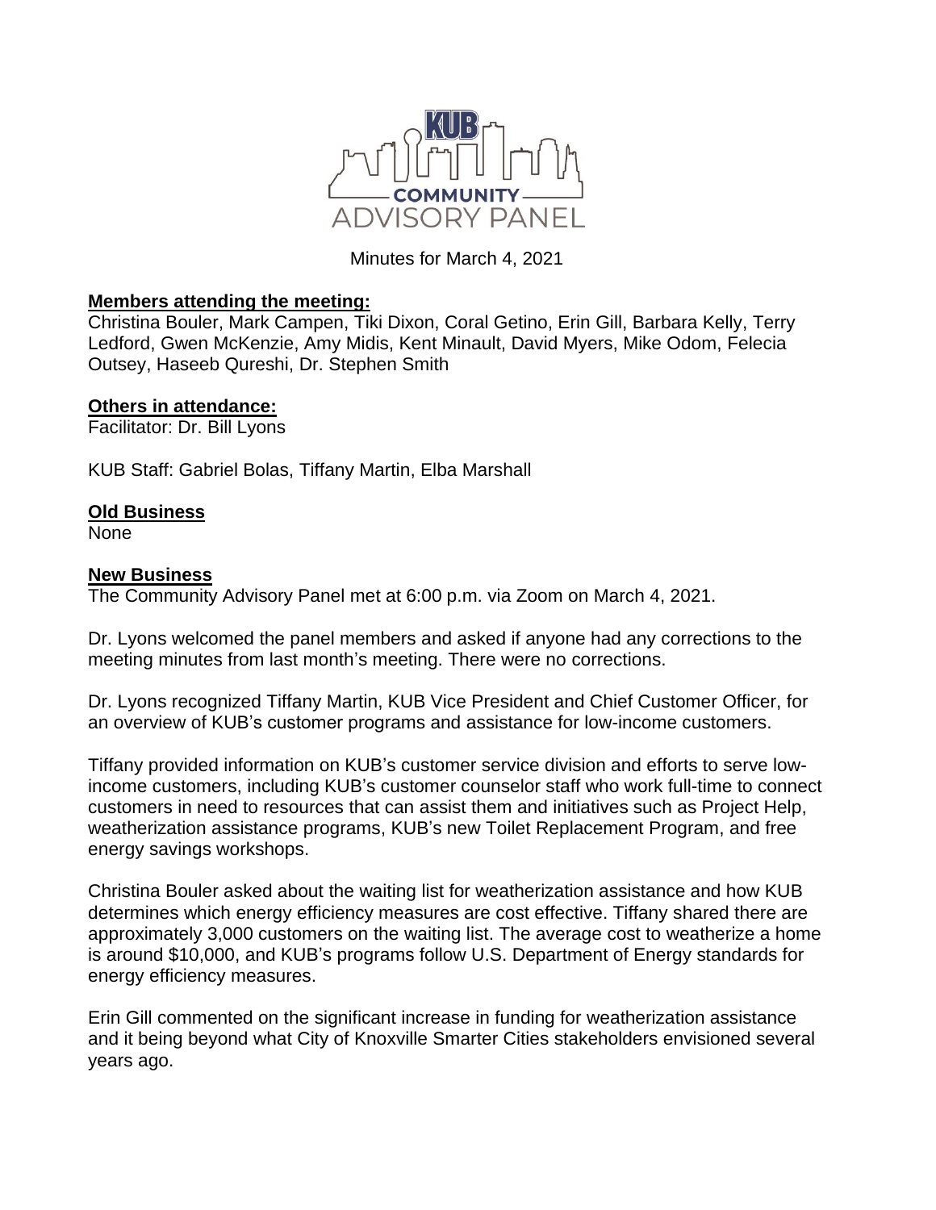# KUB COMMUNITY ADVISORY PANEL

Minutes for March 4, 2021

**Members attending the meeting:**
Christina Bouler, Mark Campen, Tiki Dixon, Coral Getino, Erin Gill, Barbara Kelly, Terry Ledford, Gwen McKenzie, Amy Midis, Kent Minault, David Myers, Mike Odom, Felecia Outsey, Haseeb Qureshi, Dr. Stephen Smith

**Others in attendance:**
Facilitator: Dr. Bill Lyons

KUB Staff: Gabriel Bolas, Tiffany Martin, Elba Marshall

**Old Business**
None

**New Business**
The Community Advisory Panel met at 6:00 p.m. via Zoom on March 4, 2021.

Dr. Lyons welcomed the panel members and asked if anyone had any corrections to the meeting minutes from last month's meeting. There were no corrections.

Dr. Lyons recognized Tiffany Martin, KUB Vice President and Chief Customer Officer, for an overview of KUB's customer programs and assistance for low-income customers.

Tiffany provided information on KUB's customer service division and efforts to serve low-income customers, including KUB's customer counselor staff who work full-time to connect customers in need to resources that can assist them and initiatives such as Project Help, weatherization assistance programs, KUB's new Toilet Replacement Program, and free energy savings workshops.

Christina Bouler asked about the waiting list for weatherization assistance and how KUB determines which energy efficiency measures are cost effective. Tiffany shared there are approximately 3,000 customers on the waiting list. The average cost to weatherize a home is around $10,000, and KUB's programs follow U.S. Department of Energy standards for energy efficiency measures.

Erin Gill commented on the significant increase in funding for weatherization assistance and it being beyond what City of Knoxville Smarter Cities stakeholders envisioned several years ago.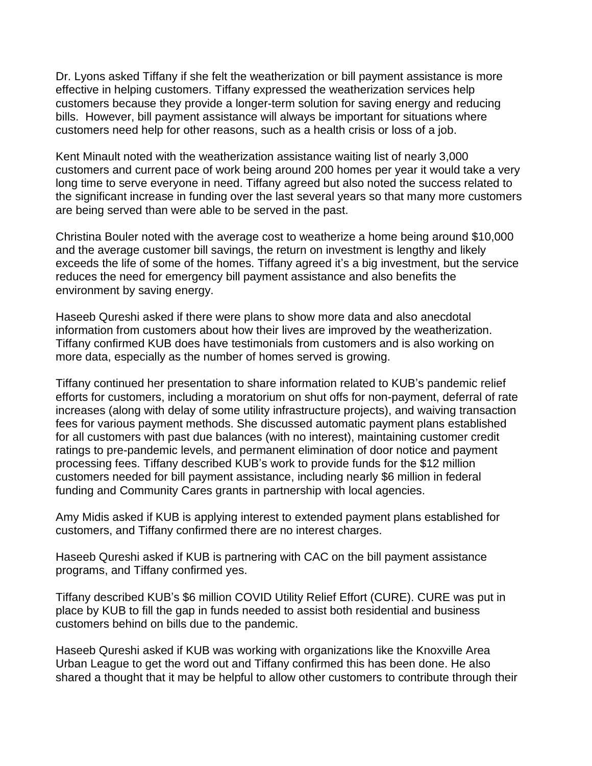Dr. Lyons asked Tiffany if she felt the weatherization or bill payment assistance is more effective in helping customers. Tiffany expressed the weatherization services help customers because they provide a longer-term solution for saving energy and reducing bills. However, bill payment assistance will always be important for situations where customers need help for other reasons, such as a health crisis or loss of a job.

Kent Minault noted with the weatherization assistance waiting list of nearly 3,000 customers and current pace of work being around 200 homes per year it would take a very long time to serve everyone in need. Tiffany agreed but also noted the success related to the significant increase in funding over the last several years so that many more customers are being served than were able to be served in the past.

Christina Bouler noted with the average cost to weatherize a home being around $10,000 and the average customer bill savings, the return on investment is lengthy and likely exceeds the life of some of the homes. Tiffany agreed it's a big investment, but the service reduces the need for emergency bill payment assistance and also benefits the environment by saving energy.

Haseeb Qureshi asked if there were plans to show more data and also anecdotal information from customers about how their lives are improved by the weatherization. Tiffany confirmed KUB does have testimonials from customers and is also working on more data, especially as the number of homes served is growing.

Tiffany continued her presentation to share information related to KUB's pandemic relief efforts for customers, including a moratorium on shut offs for non-payment, deferral of rate increases (along with delay of some utility infrastructure projects), and waiving transaction fees for various payment methods. She discussed automatic payment plans established for all customers with past due balances (with no interest), maintaining customer credit ratings to pre-pandemic levels, and permanent elimination of door notice and payment processing fees. Tiffany described KUB's work to provide funds for the $12 million customers needed for bill payment assistance, including nearly $6 million in federal funding and Community Cares grants in partnership with local agencies.

Amy Midis asked if KUB is applying interest to extended payment plans established for customers, and Tiffany confirmed there are no interest charges.

Haseeb Qureshi asked if KUB is partnering with CAC on the bill payment assistance programs, and Tiffany confirmed yes.

Tiffany described KUB's $6 million COVID Utility Relief Effort (CURE). CURE was put in place by KUB to fill the gap in funds needed to assist both residential and business customers behind on bills due to the pandemic.

Haseeb Qureshi asked if KUB was working with organizations like the Knoxville Area Urban League to get the word out and Tiffany confirmed this has been done. He also shared a thought that it may be helpful to allow other customers to contribute through their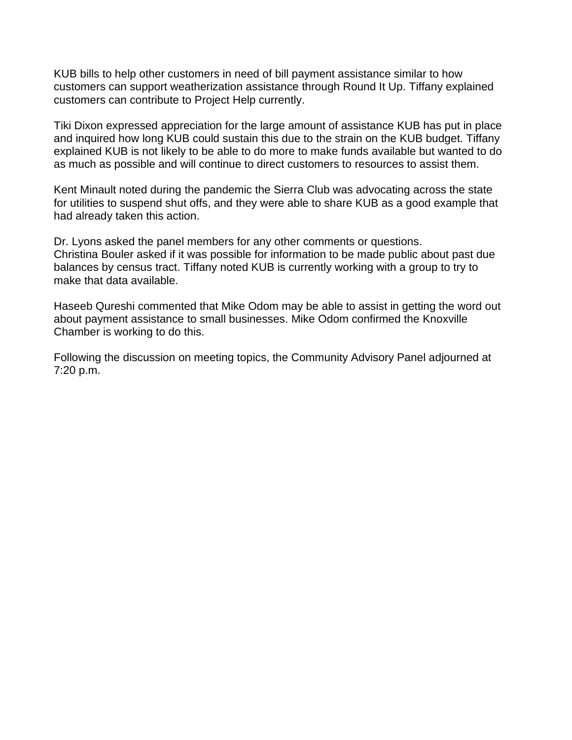KUB bills to help other customers in need of bill payment assistance similar to how customers can support weatherization assistance through Round It Up. Tiffany explained customers can contribute to Project Help currently.

Tiki Dixon expressed appreciation for the large amount of assistance KUB has put in place and inquired how long KUB could sustain this due to the strain on the KUB budget. Tiffany explained KUB is not likely to be able to do more to make funds available but wanted to do as much as possible and will continue to direct customers to resources to assist them.

Kent Minault noted during the pandemic the Sierra Club was advocating across the state for utilities to suspend shut offs, and they were able to share KUB as a good example that had already taken this action.

Dr. Lyons asked the panel members for any other comments or questions.
Christina Bouler asked if it was possible for information to be made public about past due balances by census tract. Tiffany noted KUB is currently working with a group to try to make that data available.

Haseeb Qureshi commented that Mike Odom may be able to assist in getting the word out about payment assistance to small businesses. Mike Odom confirmed the Knoxville Chamber is working to do this.

Following the discussion on meeting topics, the Community Advisory Panel adjourned at 7:20 p.m.